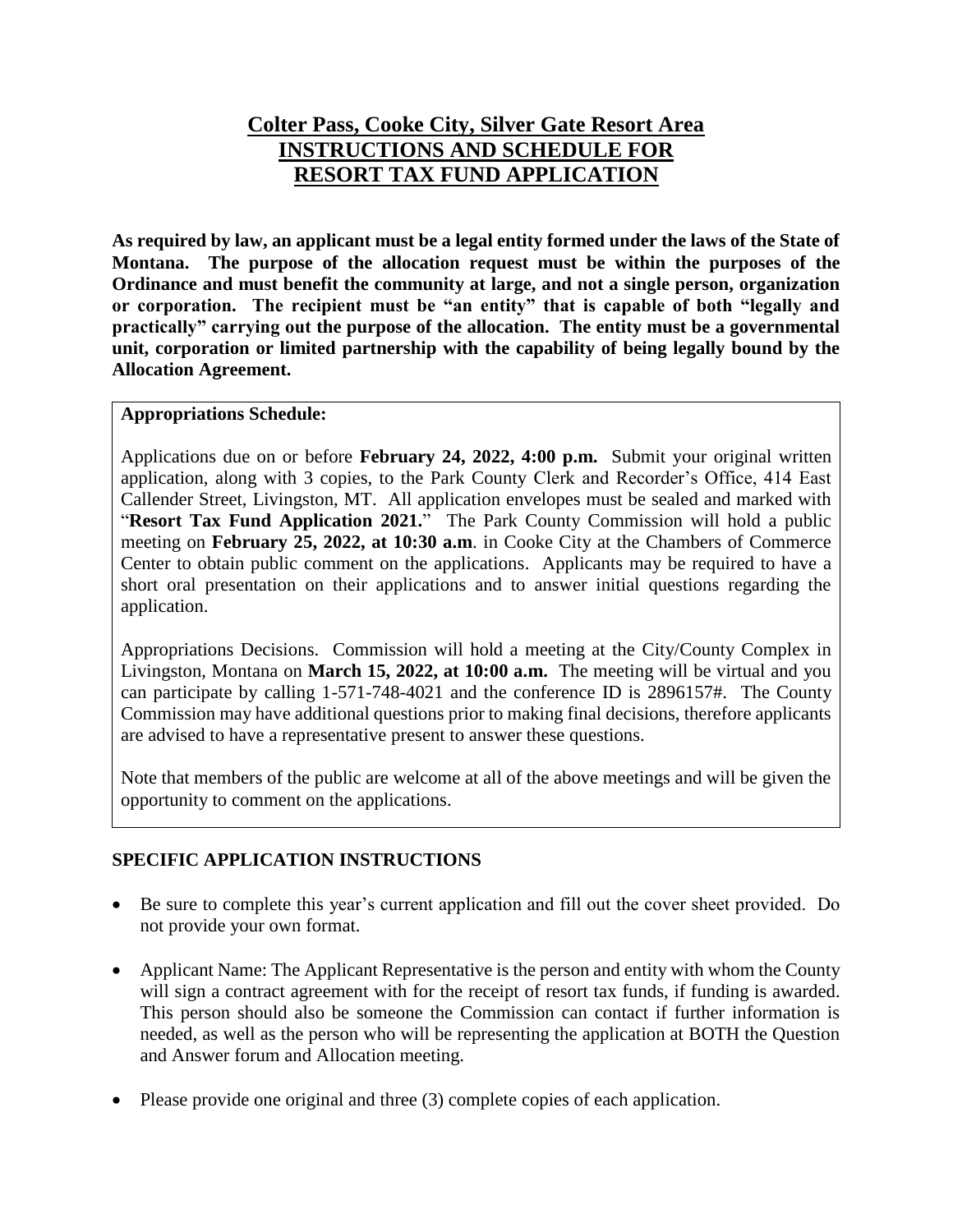# Colter Pass, Cooke City, Silver Gate Resort Area
# INSTRUCTIONS AND SCHEDULE FOR RESORT TAX FUND APPLICATION

**As required by law, an applicant must be a legal entity formed under the laws of the State of Montana. The purpose of the allocation request must be within the purposes of the Ordinance and must benefit the community at large, and not a single person, organization or corporation. The recipient must be "an entity" that is capable of both "legally and practically" carrying out the purpose of the allocation. The entity must be a governmental unit, corporation or limited partnership with the capability of being legally bound by the Allocation Agreement.**

**Appropriations Schedule:**

Applications due on or before **February 24, 2022, 4:00 p.m.** Submit your original written application, along with 3 copies, to the Park County Clerk and Recorder's Office, 414 East Callender Street, Livingston, MT. All application envelopes must be sealed and marked with "**Resort Tax Fund Application 2021.**" The Park County Commission will hold a public meeting on **February 25, 2022, at 10:30 a.m**. in Cooke City at the Chambers of Commerce Center to obtain public comment on the applications. Applicants may be required to have a short oral presentation on their applications and to answer initial questions regarding the application.

Appropriations Decisions. Commission will hold a meeting at the City/County Complex in Livingston, Montana on **March 15, 2022, at 10:00 a.m.** The meeting will be virtual and you can participate by calling 1-571-748-4021 and the conference ID is 2896157#. The County Commission may have additional questions prior to making final decisions, therefore applicants are advised to have a representative present to answer these questions.

Note that members of the public are welcome at all of the above meetings and will be given the opportunity to comment on the applications.

## SPECIFIC APPLICATION INSTRUCTIONS

- Be sure to complete this year's current application and fill out the cover sheet provided. Do not provide your own format.
- Applicant Name: The Applicant Representative is the person and entity with whom the County will sign a contract agreement with for the receipt of resort tax funds, if funding is awarded. This person should also be someone the Commission can contact if further information is needed, as well as the person who will be representing the application at BOTH the Question and Answer forum and Allocation meeting.
- Please provide one original and three (3) complete copies of each application.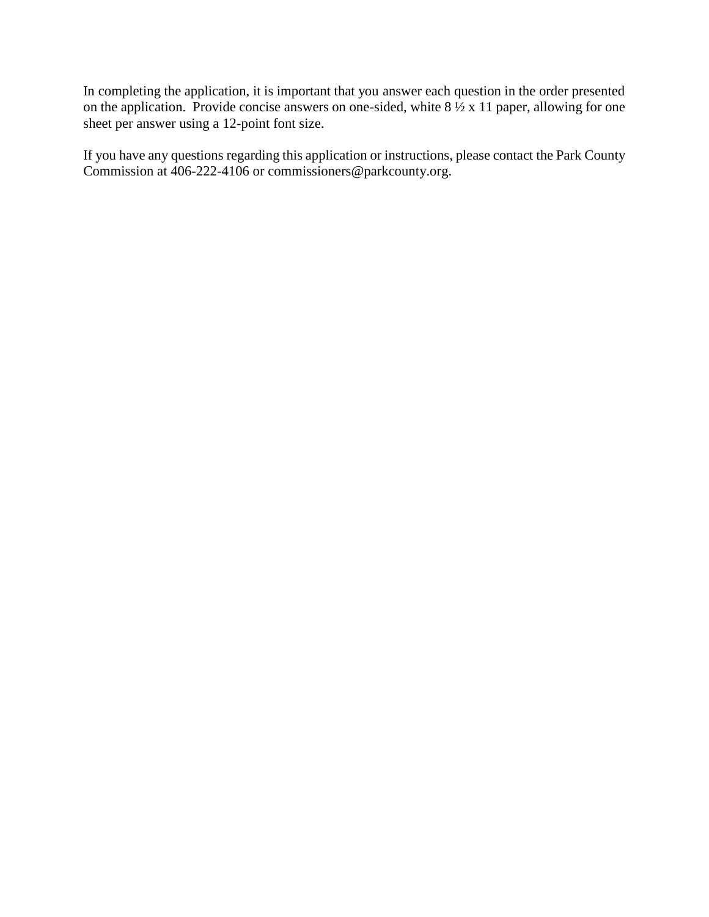In completing the application, it is important that you answer each question in the order presented on the application. Provide concise answers on one-sided, white 8 ½ x 11 paper, allowing for one sheet per answer using a 12-point font size.

If you have any questions regarding this application or instructions, please contact the Park County Commission at 406-222-4106 or commissioners@parkcounty.org.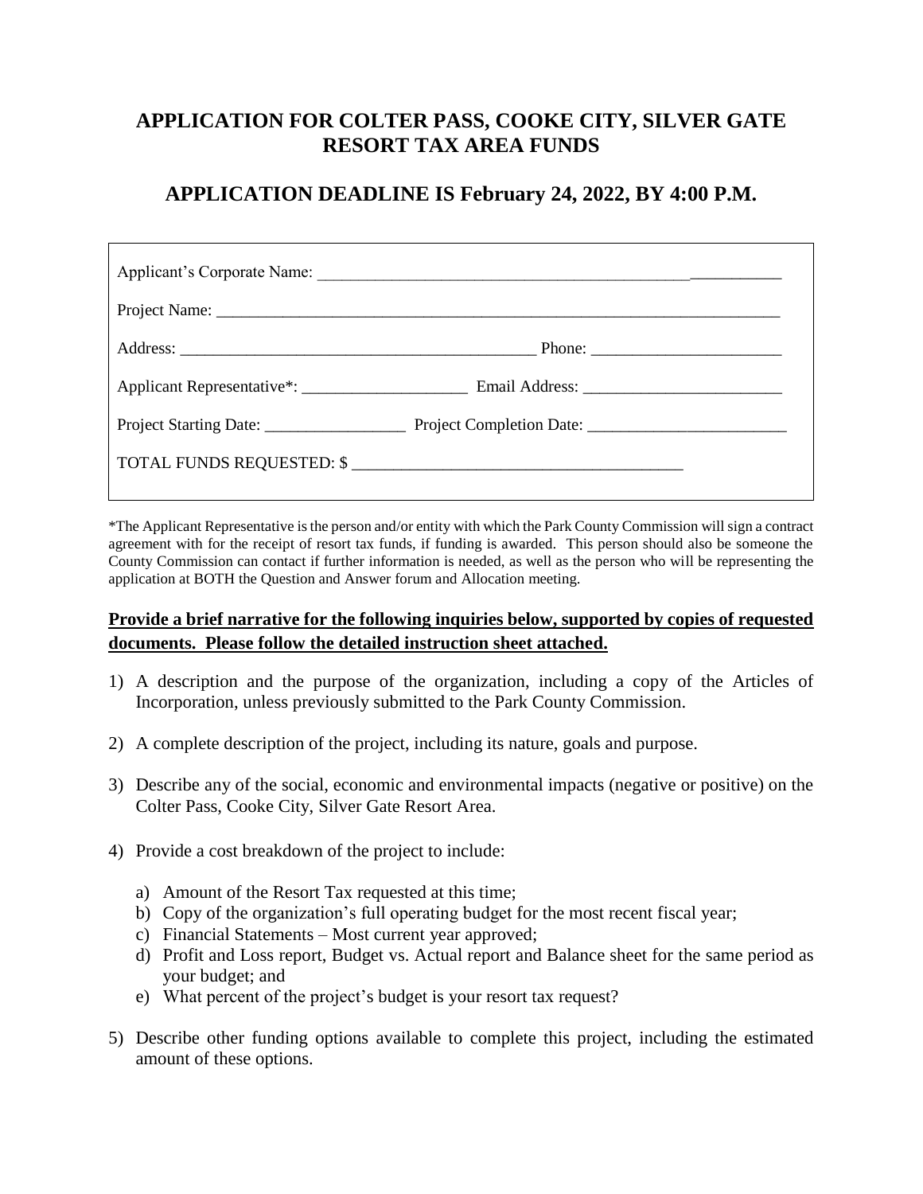# APPLICATION FOR COLTER PASS, COOKE CITY, SILVER GATE RESORT TAX AREA FUNDS

## APPLICATION DEADLINE IS February 24, 2022, BY 4:00 P.M.

Applicant's Corporate Name: ___________________________________________________________

Project Name: ___________________________________________________________________

Address: ___________________________________________ Phone: _______________________

Applicant Representative*: ____________________ Email Address: ________________________

Project Starting Date: _________________ Project Completion Date: ________________________

TOTAL FUNDS REQUESTED: $ _______________________________________

*The Applicant Representative is the person and/or entity with which the Park County Commission will sign a contract agreement with for the receipt of resort tax funds, if funding is awarded. This person should also be someone the County Commission can contact if further information is needed, as well as the person who will be representing the application at BOTH the Question and Answer forum and Allocation meeting.

**Provide a brief narrative for the following inquiries below, supported by copies of requested documents. Please follow the detailed instruction sheet attached.**

1) A description and the purpose of the organization, including a copy of the Articles of Incorporation, unless previously submitted to the Park County Commission.

2) A complete description of the project, including its nature, goals and purpose.

3) Describe any of the social, economic and environmental impacts (negative or positive) on the Colter Pass, Cooke City, Silver Gate Resort Area.

4) Provide a cost breakdown of the project to include:

   a) Amount of the Resort Tax requested at this time;
   b) Copy of the organization's full operating budget for the most recent fiscal year;
   c) Financial Statements – Most current year approved;
   d) Profit and Loss report, Budget vs. Actual report and Balance sheet for the same period as your budget; and
   e) What percent of the project's budget is your resort tax request?

5) Describe other funding options available to complete this project, including the estimated amount of these options.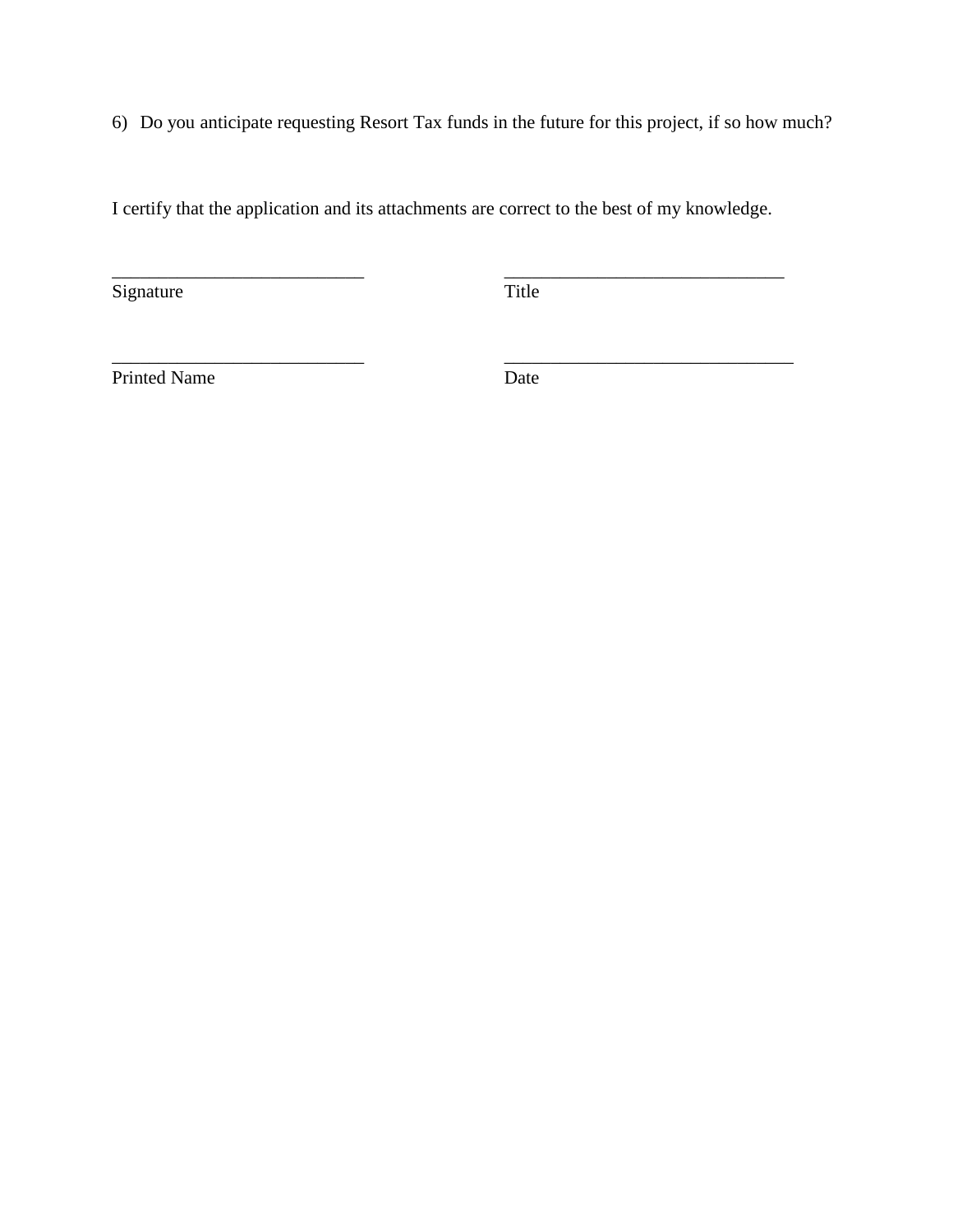6) Do you anticipate requesting Resort Tax funds in the future for this project, if so how much?

I certify that the application and its attachments are correct to the best of my knowledge.

| | |
|---|---|
| ___________________________ | ______________________________ |
| Signature | Title |
| ___________________________ | _______________________________ |
| Printed Name | Date |